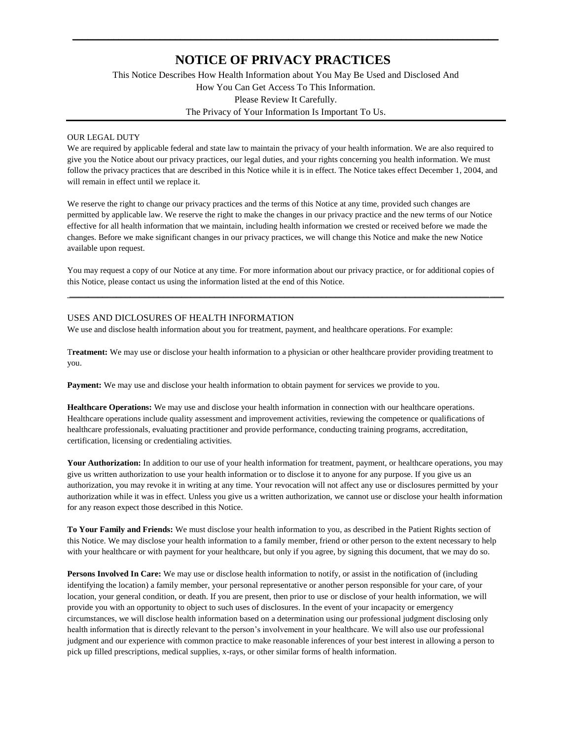# NOTICE OF PRIVACY PRACTICES

This Notice Describes How Health Information about You May Be Used and Disclosed And How You Can Get Access To This Information.
Please Review It Carefully.
The Privacy of Your Information Is Important To Us.

---

OUR LEGAL DUTY

We are required by applicable federal and state law to maintain the privacy of your health information. We are also required to give you the Notice about our privacy practices, our legal duties, and your rights concerning you health information. We must follow the privacy practices that are described in this Notice while it is in effect. The Notice takes effect December 1, 2004, and will remain in effect until we replace it.

We reserve the right to change our privacy practices and the terms of this Notice at any time, provided such changes are permitted by applicable law. We reserve the right to make the changes in our privacy practice and the new terms of our Notice effective for all health information that we maintain, including health information we crested or received before we made the changes. Before we make significant changes in our privacy practices, we will change this Notice and make the new Notice available upon request.

You may request a copy of our Notice at any time. For more information about our privacy practice, or for additional copies of this Notice, please contact us using the information listed at the end of this Notice.

---

USES AND DICLOSURES OF HEALTH INFORMATION

We use and disclose health information about you for treatment, payment, and healthcare operations. For example:

**Treatment:** We may use or disclose your health information to a physician or other healthcare provider providing treatment to you.

**Payment:** We may use and disclose your health information to obtain payment for services we provide to you.

**Healthcare Operations:** We may use and disclose your health information in connection with our healthcare operations. Healthcare operations include quality assessment and improvement activities, reviewing the competence or qualifications of healthcare professionals, evaluating practitioner and provide performance, conducting training programs, accreditation, certification, licensing or credentialing activities.

**Your Authorization:** In addition to our use of your health information for treatment, payment, or healthcare operations, you may give us written authorization to use your health information or to disclose it to anyone for any purpose. If you give us an authorization, you may revoke it in writing at any time. Your revocation will not affect any use or disclosures permitted by your authorization while it was in effect. Unless you give us a written authorization, we cannot use or disclose your health information for any reason expect those described in this Notice.

**To Your Family and Friends:** We must disclose your health information to you, as described in the Patient Rights section of this Notice. We may disclose your health information to a family member, friend or other person to the extent necessary to help with your healthcare or with payment for your healthcare, but only if you agree, by signing this document, that we may do so.

**Persons Involved In Care:** We may use or disclose health information to notify, or assist in the notification of (including identifying the location) a family member, your personal representative or another person responsible for your care, of your location, your general condition, or death. If you are present, then prior to use or disclose of your health information, we will provide you with an opportunity to object to such uses of disclosures. In the event of your incapacity or emergency circumstances, we will disclose health information based on a determination using our professional judgment disclosing only health information that is directly relevant to the person's involvement in your healthcare. We will also use our professional judgment and our experience with common practice to make reasonable inferences of your best interest in allowing a person to pick up filled prescriptions, medical supplies, x-rays, or other similar forms of health information.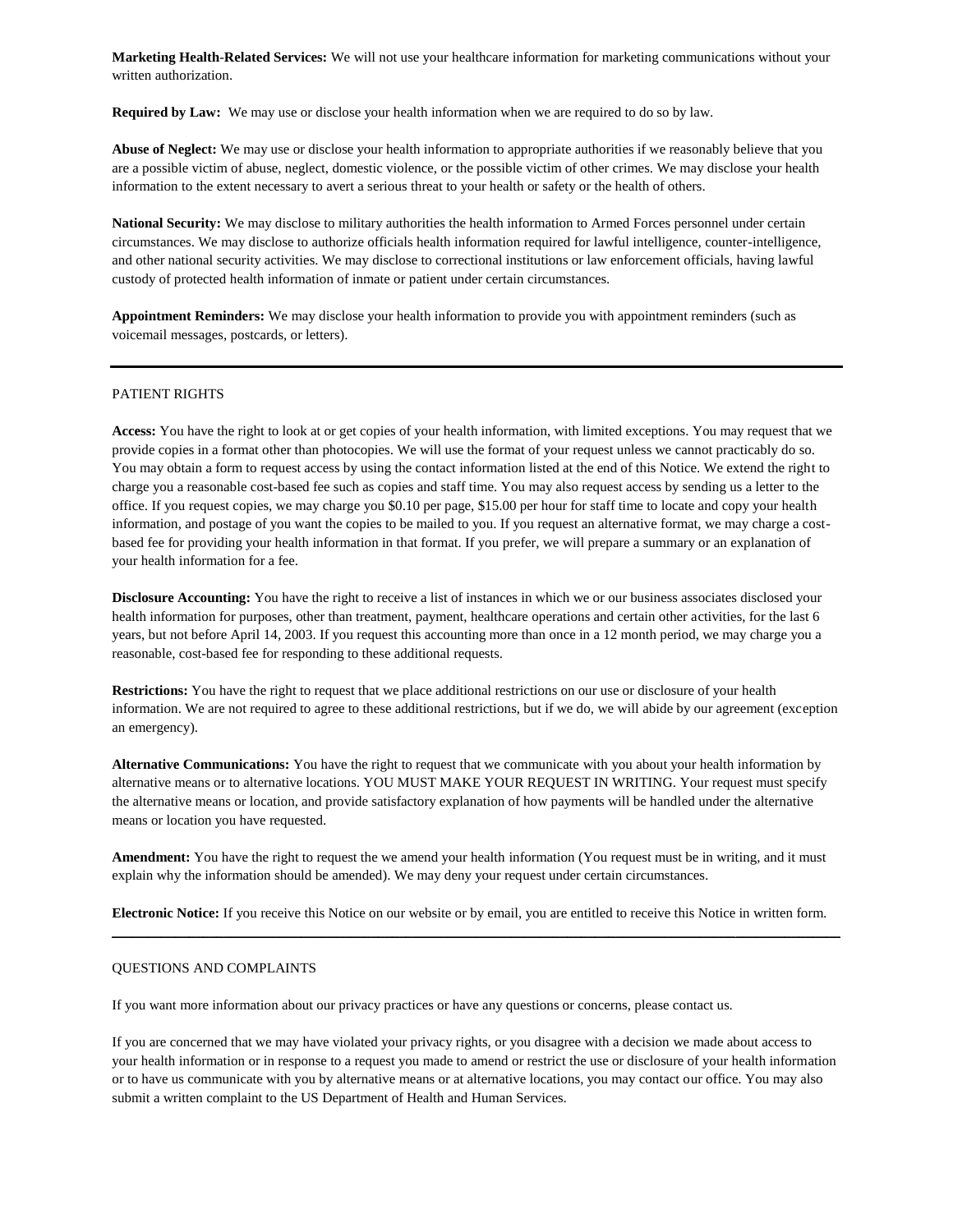**Marketing Health-Related Services:** We will not use your healthcare information for marketing communications without your written authorization.

**Required by Law:** We may use or disclose your health information when we are required to do so by law.

**Abuse of Neglect:** We may use or disclose your health information to appropriate authorities if we reasonably believe that you are a possible victim of abuse, neglect, domestic violence, or the possible victim of other crimes. We may disclose your health information to the extent necessary to avert a serious threat to your health or safety or the health of others.

**National Security:** We may disclose to military authorities the health information to Armed Forces personnel under certain circumstances. We may disclose to authorize officials health information required for lawful intelligence, counter-intelligence, and other national security activities. We may disclose to correctional institutions or law enforcement officials, having lawful custody of protected health information of inmate or patient under certain circumstances.

**Appointment Reminders:** We may disclose your health information to provide you with appointment reminders (such as voicemail messages, postcards, or letters).

---

PATIENT RIGHTS

**Access:** You have the right to look at or get copies of your health information, with limited exceptions. You may request that we provide copies in a format other than photocopies. We will use the format of your request unless we cannot practicably do so. You may obtain a form to request access by using the contact information listed at the end of this Notice. We extend the right to charge you a reasonable cost-based fee such as copies and staff time. You may also request access by sending us a letter to the office. If you request copies, we may charge you $0.10 per page, $15.00 per hour for staff time to locate and copy your health information, and postage of you want the copies to be mailed to you. If you request an alternative format, we may charge a cost-based fee for providing your health information in that format. If you prefer, we will prepare a summary or an explanation of your health information for a fee.

**Disclosure Accounting:** You have the right to receive a list of instances in which we or our business associates disclosed your health information for purposes, other than treatment, payment, healthcare operations and certain other activities, for the last 6 years, but not before April 14, 2003. If you request this accounting more than once in a 12 month period, we may charge you a reasonable, cost-based fee for responding to these additional requests.

**Restrictions:** You have the right to request that we place additional restrictions on our use or disclosure of your health information. We are not required to agree to these additional restrictions, but if we do, we will abide by our agreement (exception an emergency).

**Alternative Communications:** You have the right to request that we communicate with you about your health information by alternative means or to alternative locations. YOU MUST MAKE YOUR REQUEST IN WRITING. Your request must specify the alternative means or location, and provide satisfactory explanation of how payments will be handled under the alternative means or location you have requested.

**Amendment:** You have the right to request the we amend your health information (You request must be in writing, and it must explain why the information should be amended). We may deny your request under certain circumstances.

**Electronic Notice:** If you receive this Notice on our website or by email, you are entitled to receive this Notice in written form.

---

QUESTIONS AND COMPLAINTS

If you want more information about our privacy practices or have any questions or concerns, please contact us.

If you are concerned that we may have violated your privacy rights, or you disagree with a decision we made about access to your health information or in response to a request you made to amend or restrict the use or disclosure of your health information or to have us communicate with you by alternative means or at alternative locations, you may contact our office. You may also submit a written complaint to the US Department of Health and Human Services.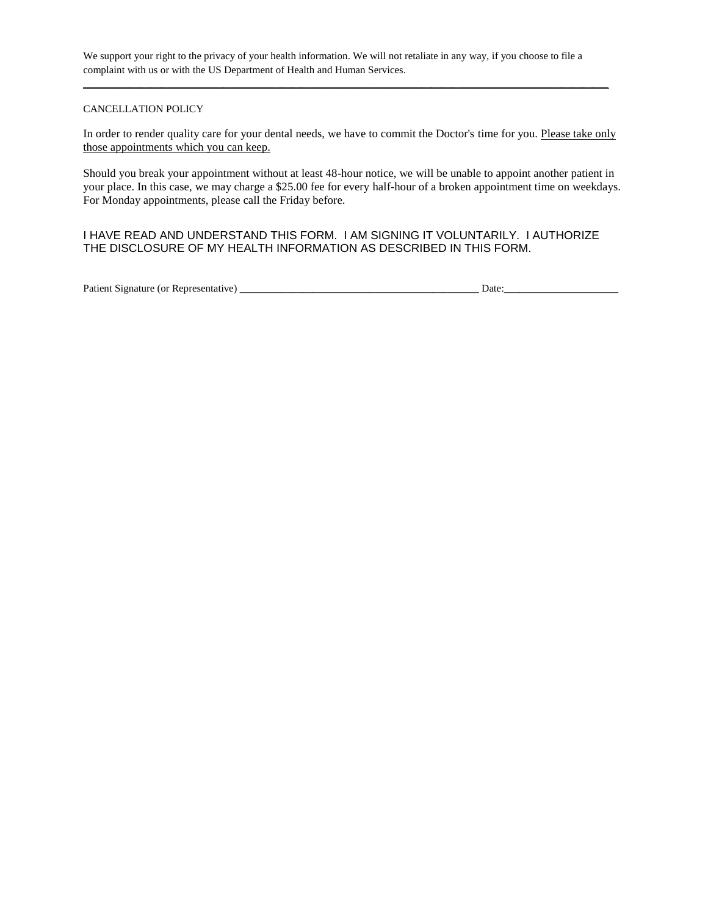We support your right to the privacy of your health information. We will not retaliate in any way, if you choose to file a complaint with us or with the US Department of Health and Human Services.

---

CANCELLATION POLICY

In order to render quality care for your dental needs, we have to commit the Doctor's time for you. <u>Please take only those appointments which you can keep.</u>

Should you break your appointment without at least 48-hour notice, we will be unable to appoint another patient in your place. In this case, we may charge a $25.00 fee for every half-hour of a broken appointment time on weekdays. For Monday appointments, please call the Friday before.

I HAVE READ AND UNDERSTAND THIS FORM. I AM SIGNING IT VOLUNTARILY. I AUTHORIZE THE DISCLOSURE OF MY HEALTH INFORMATION AS DESCRIBED IN THIS FORM.

Patient Signature (or Representative) _______________________________________________ Date:_____________________